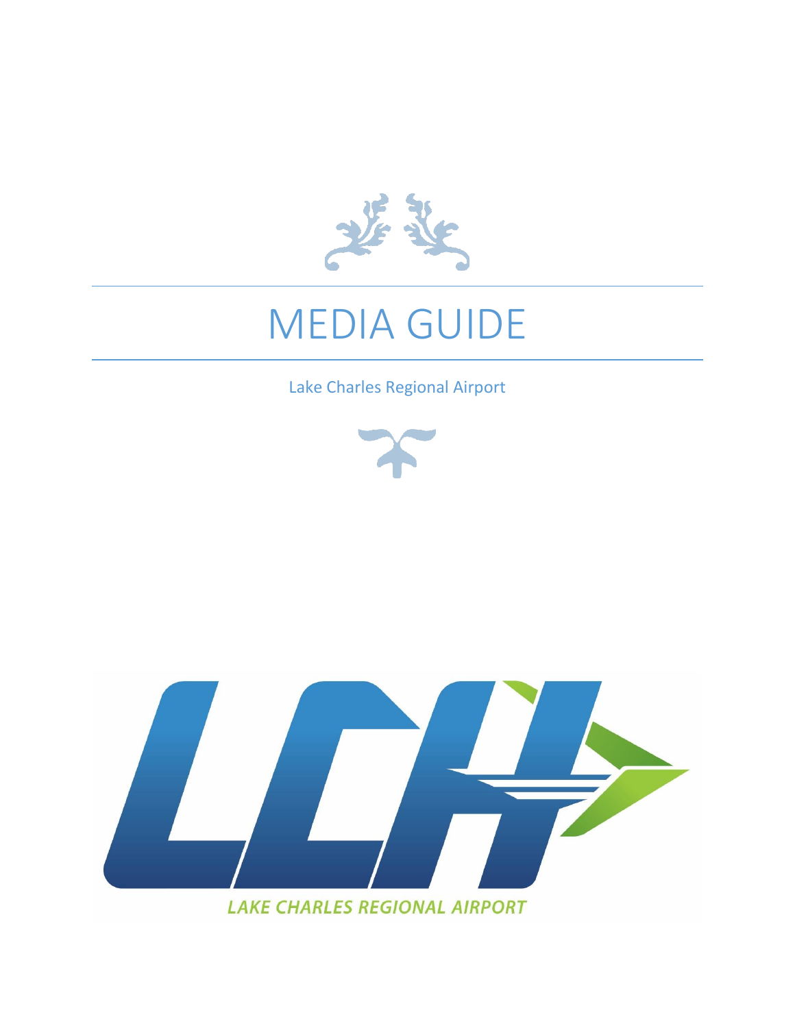# MEDIA GUIDE

Lake Charles Regional Airport

LCH

LAKE CHARLES REGIONAL AIRPORT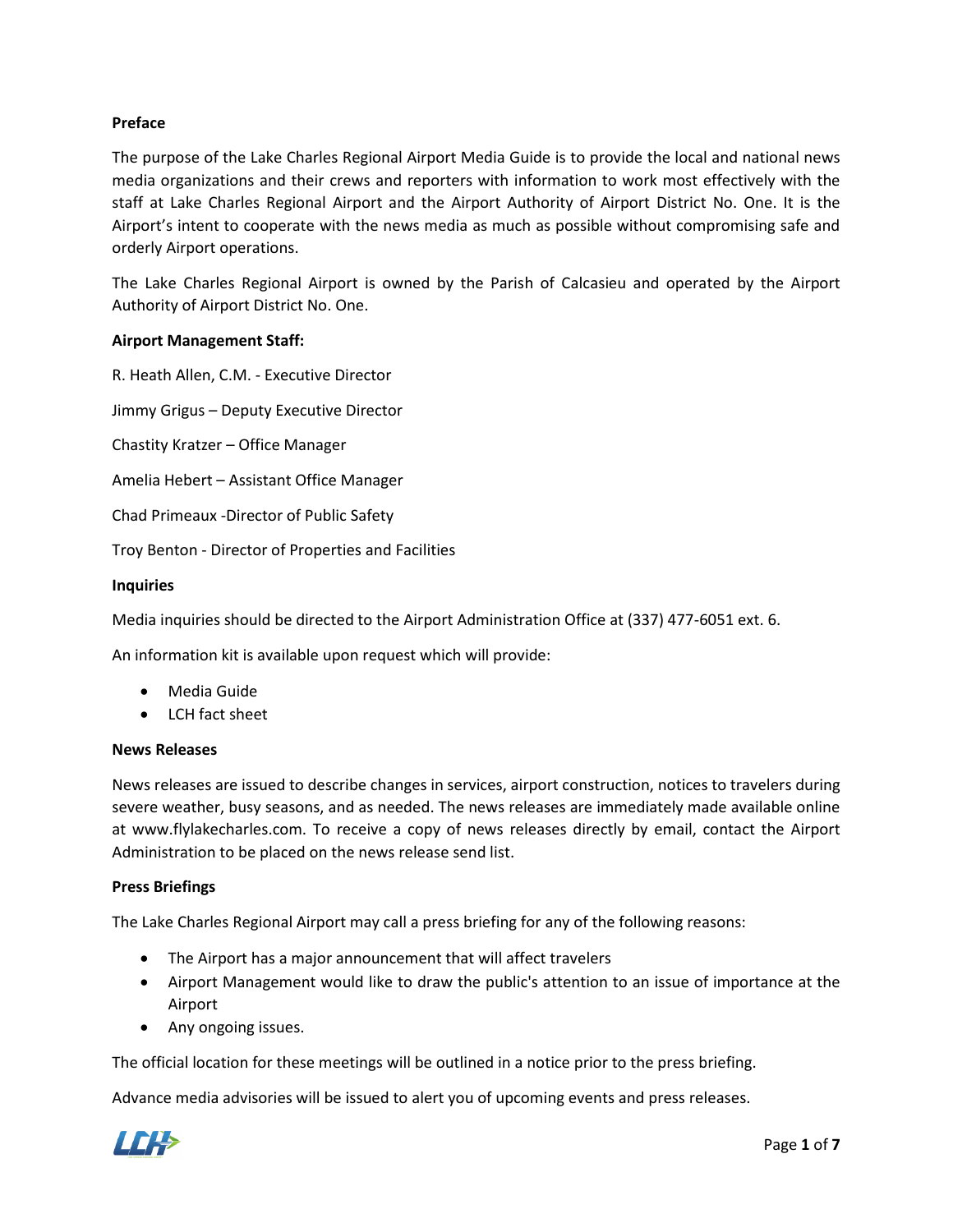**Preface**

The purpose of the Lake Charles Regional Airport Media Guide is to provide the local and national news media organizations and their crews and reporters with information to work most effectively with the staff at Lake Charles Regional Airport and the Airport Authority of Airport District No. One. It is the Airport's intent to cooperate with the news media as much as possible without compromising safe and orderly Airport operations.

The Lake Charles Regional Airport is owned by the Parish of Calcasieu and operated by the Airport Authority of Airport District No. One.

**Airport Management Staff:**

R. Heath Allen, C.M. - Executive Director

Jimmy Grigus – Deputy Executive Director

Chastity Kratzer – Office Manager

Amelia Hebert – Assistant Office Manager

Chad Primeaux -Director of Public Safety

Troy Benton - Director of Properties and Facilities

**Inquiries**

Media inquiries should be directed to the Airport Administration Office at (337) 477-6051 ext. 6.

An information kit is available upon request which will provide:

- Media Guide
- LCH fact sheet

**News Releases**

News releases are issued to describe changes in services, airport construction, notices to travelers during severe weather, busy seasons, and as needed. The news releases are immediately made available online at www.flylakecharles.com. To receive a copy of news releases directly by email, contact the Airport Administration to be placed on the news release send list.

**Press Briefings**

The Lake Charles Regional Airport may call a press briefing for any of the following reasons:

- The Airport has a major announcement that will affect travelers
- Airport Management would like to draw the public's attention to an issue of importance at the Airport
- Any ongoing issues.

The official location for these meetings will be outlined in a notice prior to the press briefing.

Advance media advisories will be issued to alert you of upcoming events and press releases.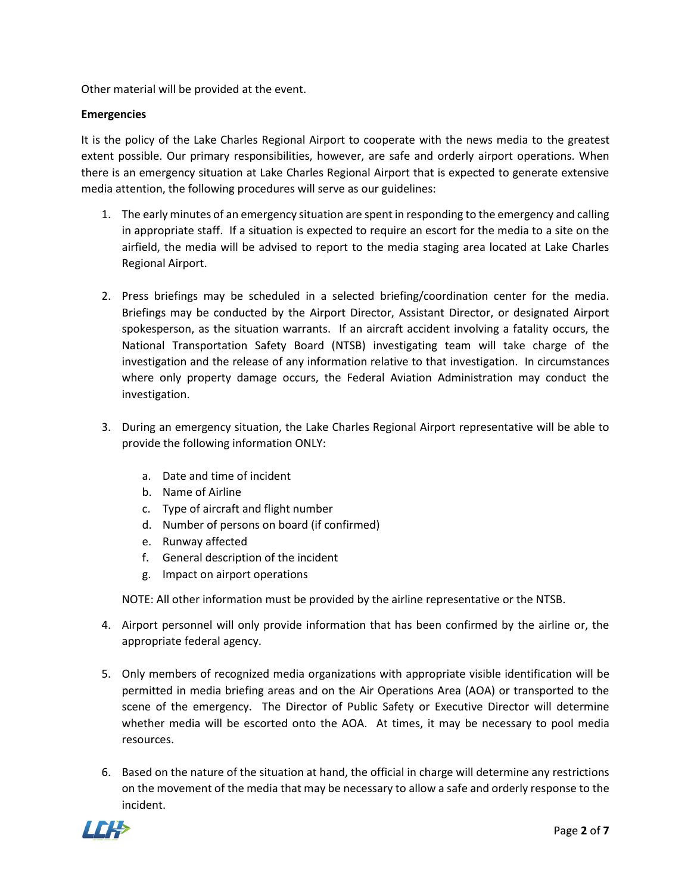Other material will be provided at the event.

**Emergencies**

It is the policy of the Lake Charles Regional Airport to cooperate with the news media to the greatest extent possible. Our primary responsibilities, however, are safe and orderly airport operations. When there is an emergency situation at Lake Charles Regional Airport that is expected to generate extensive media attention, the following procedures will serve as our guidelines:

1. The early minutes of an emergency situation are spent in responding to the emergency and calling in appropriate staff. If a situation is expected to require an escort for the media to a site on the airfield, the media will be advised to report to the media staging area located at Lake Charles Regional Airport.

2. Press briefings may be scheduled in a selected briefing/coordination center for the media. Briefings may be conducted by the Airport Director, Assistant Director, or designated Airport spokesperson, as the situation warrants. If an aircraft accident involving a fatality occurs, the National Transportation Safety Board (NTSB) investigating team will take charge of the investigation and the release of any information relative to that investigation. In circumstances where only property damage occurs, the Federal Aviation Administration may conduct the investigation.

3. During an emergency situation, the Lake Charles Regional Airport representative will be able to provide the following information ONLY:

    a. Date and time of incident
    b. Name of Airline
    c. Type of aircraft and flight number
    d. Number of persons on board (if confirmed)
    e. Runway affected
    f. General description of the incident
    g. Impact on airport operations

    NOTE: All other information must be provided by the airline representative or the NTSB.

4. Airport personnel will only provide information that has been confirmed by the airline or, the appropriate federal agency.

5. Only members of recognized media organizations with appropriate visible identification will be permitted in media briefing areas and on the Air Operations Area (AOA) or transported to the scene of the emergency. The Director of Public Safety or Executive Director will determine whether media will be escorted onto the AOA. At times, it may be necessary to pool media resources.

6. Based on the nature of the situation at hand, the official in charge will determine any restrictions on the movement of the media that may be necessary to allow a safe and orderly response to the incident.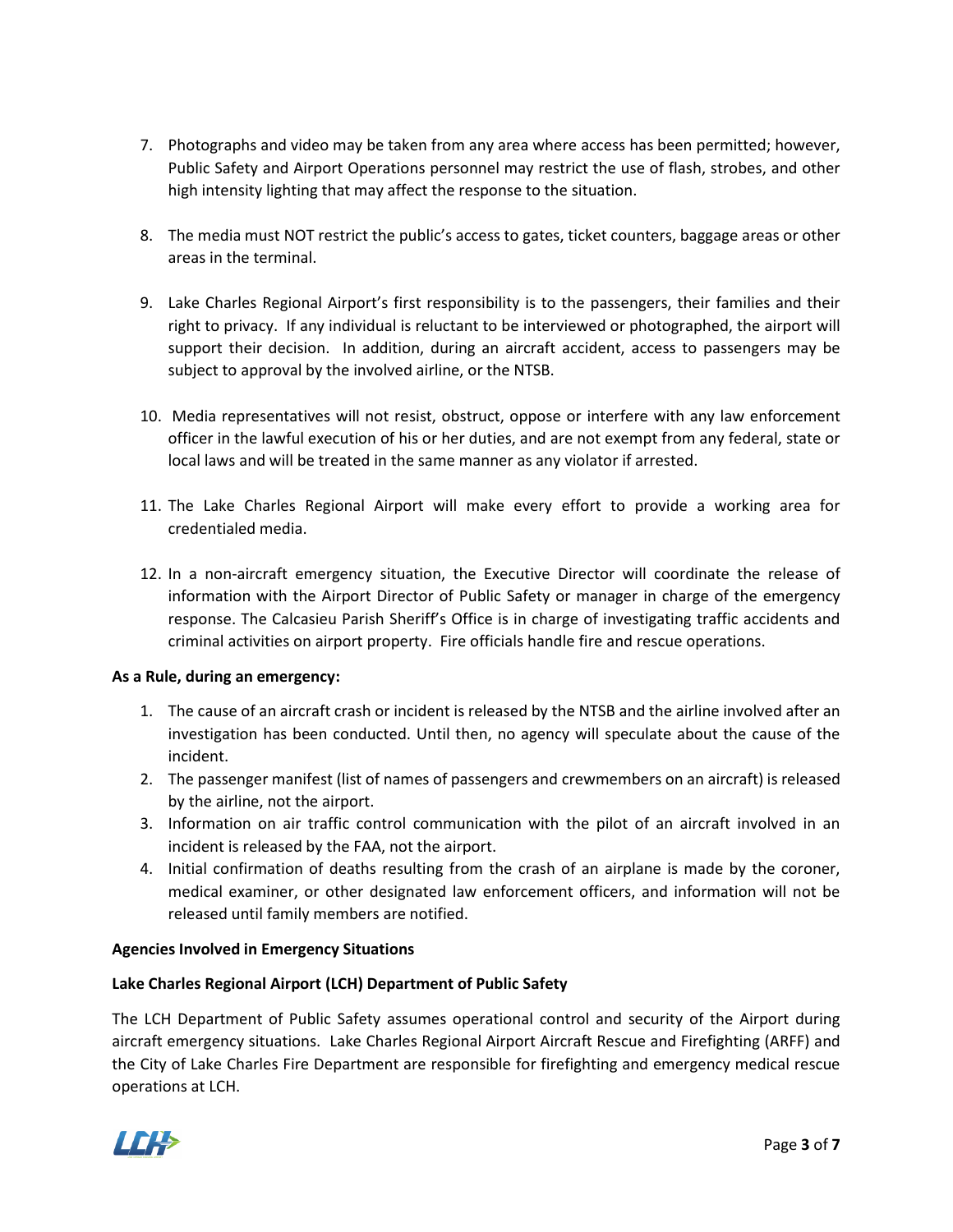7. Photographs and video may be taken from any area where access has been permitted; however, Public Safety and Airport Operations personnel may restrict the use of flash, strobes, and other high intensity lighting that may affect the response to the situation.

8. The media must NOT restrict the public's access to gates, ticket counters, baggage areas or other areas in the terminal.

9. Lake Charles Regional Airport's first responsibility is to the passengers, their families and their right to privacy. If any individual is reluctant to be interviewed or photographed, the airport will support their decision. In addition, during an aircraft accident, access to passengers may be subject to approval by the involved airline, or the NTSB.

10. Media representatives will not resist, obstruct, oppose or interfere with any law enforcement officer in the lawful execution of his or her duties, and are not exempt from any federal, state or local laws and will be treated in the same manner as any violator if arrested.

11. The Lake Charles Regional Airport will make every effort to provide a working area for credentialed media.

12. In a non-aircraft emergency situation, the Executive Director will coordinate the release of information with the Airport Director of Public Safety or manager in charge of the emergency response. The Calcasieu Parish Sheriff's Office is in charge of investigating traffic accidents and criminal activities on airport property. Fire officials handle fire and rescue operations.

**As a Rule, during an emergency:**

1. The cause of an aircraft crash or incident is released by the NTSB and the airline involved after an investigation has been conducted. Until then, no agency will speculate about the cause of the incident.
2. The passenger manifest (list of names of passengers and crewmembers on an aircraft) is released by the airline, not the airport.
3. Information on air traffic control communication with the pilot of an aircraft involved in an incident is released by the FAA, not the airport.
4. Initial confirmation of deaths resulting from the crash of an airplane is made by the coroner, medical examiner, or other designated law enforcement officers, and information will not be released until family members are notified.

**Agencies Involved in Emergency Situations**

**Lake Charles Regional Airport (LCH) Department of Public Safety**

The LCH Department of Public Safety assumes operational control and security of the Airport during aircraft emergency situations. Lake Charles Regional Airport Aircraft Rescue and Firefighting (ARFF) and the City of Lake Charles Fire Department are responsible for firefighting and emergency medical rescue operations at LCH.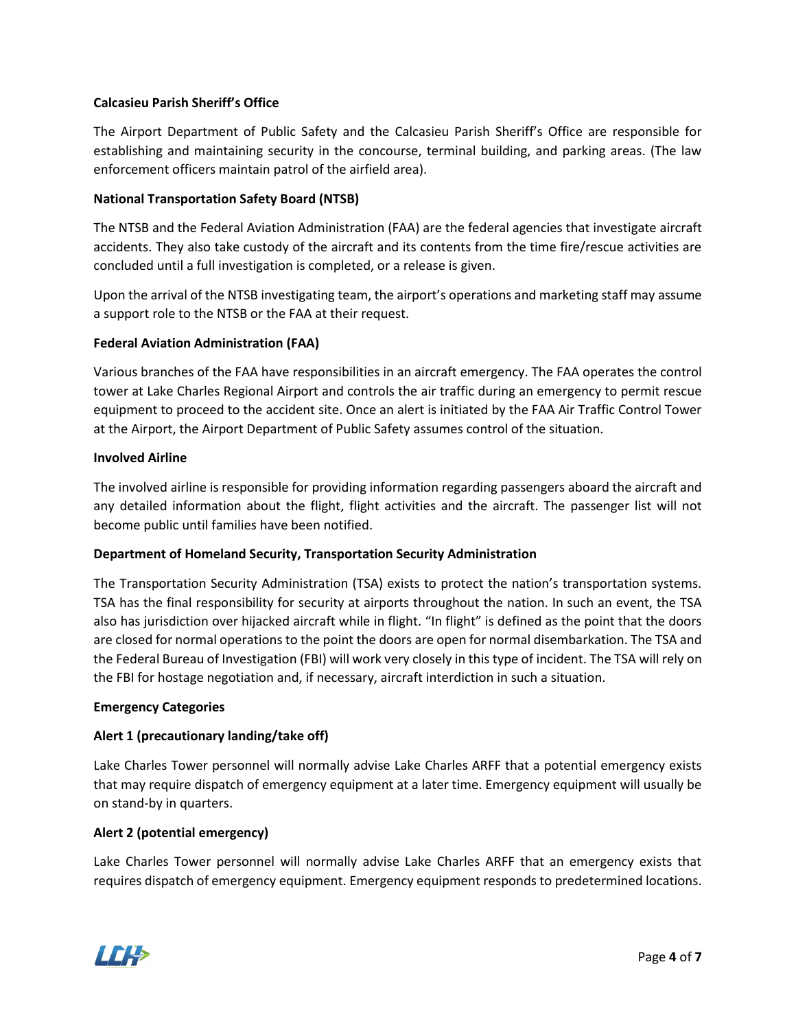**Calcasieu Parish Sheriff's Office**

The Airport Department of Public Safety and the Calcasieu Parish Sheriff's Office are responsible for establishing and maintaining security in the concourse, terminal building, and parking areas. (The law enforcement officers maintain patrol of the airfield area).

**National Transportation Safety Board (NTSB)**

The NTSB and the Federal Aviation Administration (FAA) are the federal agencies that investigate aircraft accidents. They also take custody of the aircraft and its contents from the time fire/rescue activities are concluded until a full investigation is completed, or a release is given.

Upon the arrival of the NTSB investigating team, the airport's operations and marketing staff may assume a support role to the NTSB or the FAA at their request.

**Federal Aviation Administration (FAA)**

Various branches of the FAA have responsibilities in an aircraft emergency. The FAA operates the control tower at Lake Charles Regional Airport and controls the air traffic during an emergency to permit rescue equipment to proceed to the accident site. Once an alert is initiated by the FAA Air Traffic Control Tower at the Airport, the Airport Department of Public Safety assumes control of the situation.

**Involved Airline**

The involved airline is responsible for providing information regarding passengers aboard the aircraft and any detailed information about the flight, flight activities and the aircraft. The passenger list will not become public until families have been notified.

**Department of Homeland Security, Transportation Security Administration**

The Transportation Security Administration (TSA) exists to protect the nation's transportation systems. TSA has the final responsibility for security at airports throughout the nation. In such an event, the TSA also has jurisdiction over hijacked aircraft while in flight. "In flight" is defined as the point that the doors are closed for normal operations to the point the doors are open for normal disembarkation. The TSA and the Federal Bureau of Investigation (FBI) will work very closely in this type of incident. The TSA will rely on the FBI for hostage negotiation and, if necessary, aircraft interdiction in such a situation.

**Emergency Categories**

**Alert 1 (precautionary landing/take off)**

Lake Charles Tower personnel will normally advise Lake Charles ARFF that a potential emergency exists that may require dispatch of emergency equipment at a later time. Emergency equipment will usually be on stand-by in quarters.

**Alert 2 (potential emergency)**

Lake Charles Tower personnel will normally advise Lake Charles ARFF that an emergency exists that requires dispatch of emergency equipment. Emergency equipment responds to predetermined locations.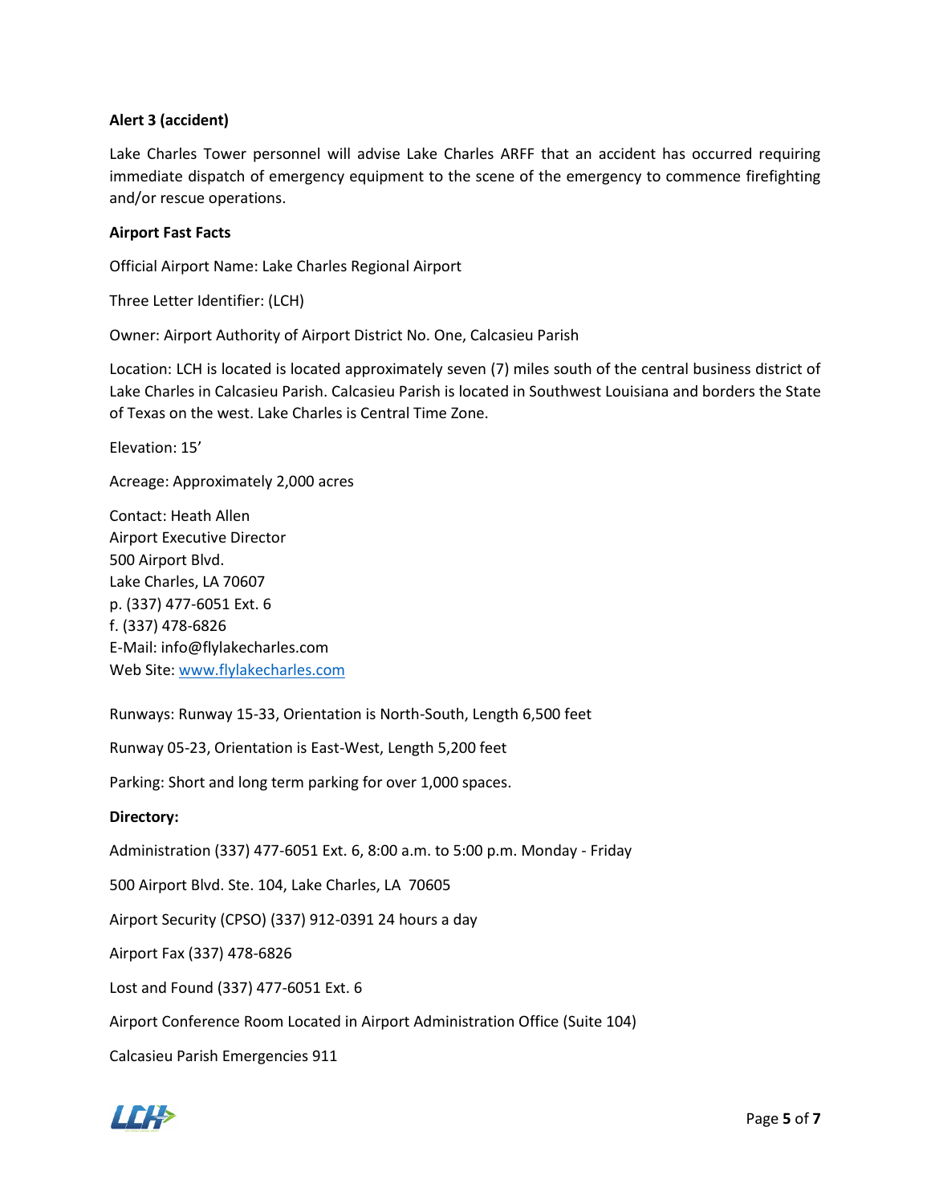**Alert 3 (accident)**

Lake Charles Tower personnel will advise Lake Charles ARFF that an accident has occurred requiring immediate dispatch of emergency equipment to the scene of the emergency to commence firefighting and/or rescue operations.

**Airport Fast Facts**

Official Airport Name: Lake Charles Regional Airport

Three Letter Identifier: (LCH)

Owner: Airport Authority of Airport District No. One, Calcasieu Parish

Location: LCH is located is located approximately seven (7) miles south of the central business district of Lake Charles in Calcasieu Parish. Calcasieu Parish is located in Southwest Louisiana and borders the State of Texas on the west. Lake Charles is Central Time Zone.

Elevation: 15’

Acreage: Approximately 2,000 acres

Contact: Heath Allen  
Airport Executive Director  
500 Airport Blvd.  
Lake Charles, LA 70607  
p. (337) 477-6051 Ext. 6  
f. (337) 478-6826  
E-Mail: info@flylakecharles.com  
Web Site: www.flylakecharles.com

Runways: Runway 15-33, Orientation is North-South, Length 6,500 feet

Runway 05-23, Orientation is East-West, Length 5,200 feet

Parking: Short and long term parking for over 1,000 spaces.

**Directory:**

Administration (337) 477-6051 Ext. 6, 8:00 a.m. to 5:00 p.m. Monday - Friday

500 Airport Blvd. Ste. 104, Lake Charles, LA 70605

Airport Security (CPSO) (337) 912-0391 24 hours a day

Airport Fax (337) 478-6826

Lost and Found (337) 477-6051 Ext. 6

Airport Conference Room Located in Airport Administration Office (Suite 104)

Calcasieu Parish Emergencies 911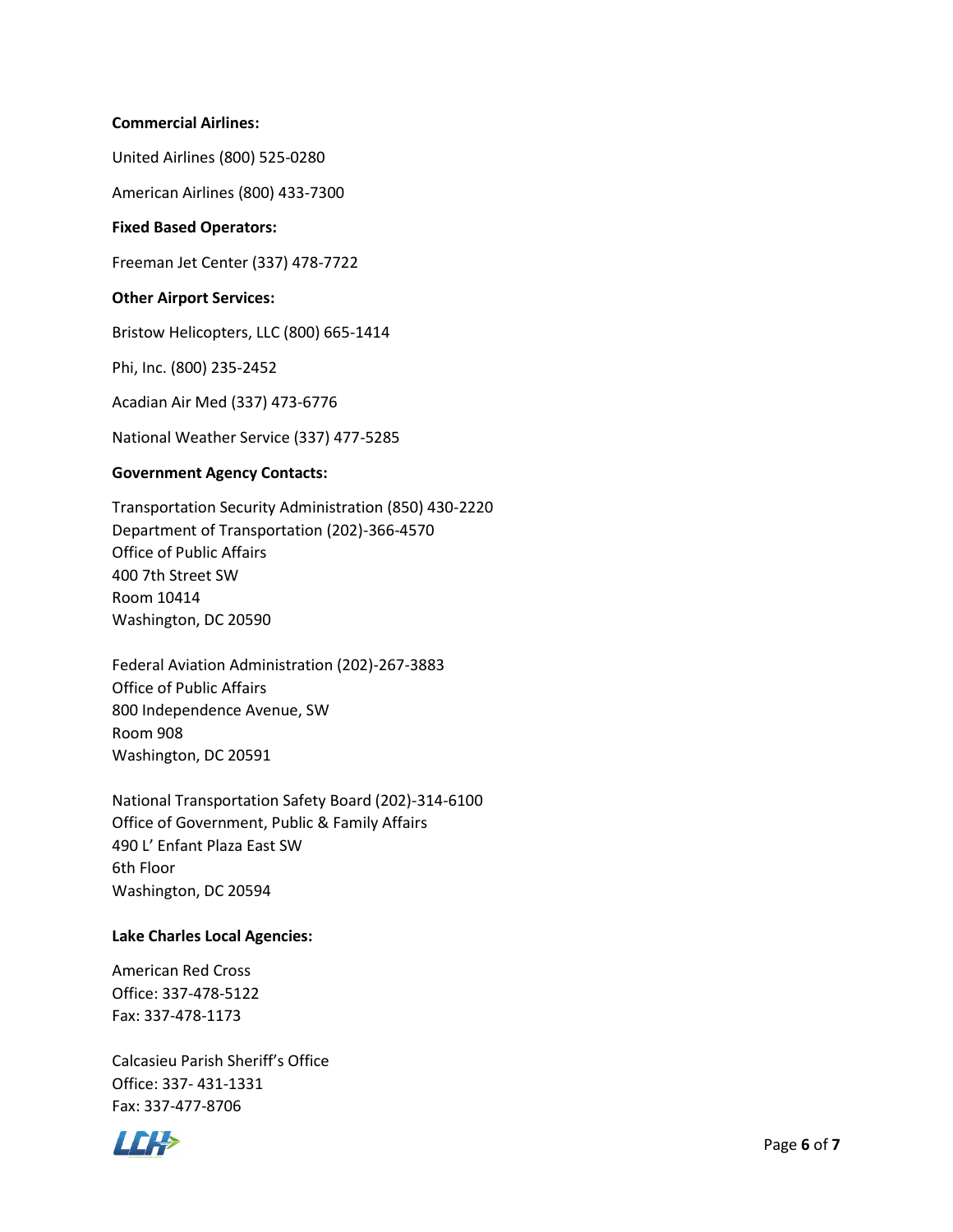**Commercial Airlines:**

United Airlines (800) 525-0280

American Airlines (800) 433-7300

**Fixed Based Operators:**

Freeman Jet Center (337) 478-7722

**Other Airport Services:**

Bristow Helicopters, LLC (800) 665-1414

Phi, Inc. (800) 235-2452

Acadian Air Med (337) 473-6776

National Weather Service (337) 477-5285

**Government Agency Contacts:**

Transportation Security Administration (850) 430-2220
Department of Transportation (202)-366-4570
Office of Public Affairs
400 7th Street SW
Room 10414
Washington, DC 20590

Federal Aviation Administration (202)-267-3883
Office of Public Affairs
800 Independence Avenue, SW
Room 908
Washington, DC 20591

National Transportation Safety Board (202)-314-6100
Office of Government, Public & Family Affairs
490 L' Enfant Plaza East SW
6th Floor
Washington, DC 20594

**Lake Charles Local Agencies:**

American Red Cross
Office: 337-478-5122
Fax: 337-478-1173

Calcasieu Parish Sheriff's Office
Office: 337- 431-1331
Fax: 337-477-8706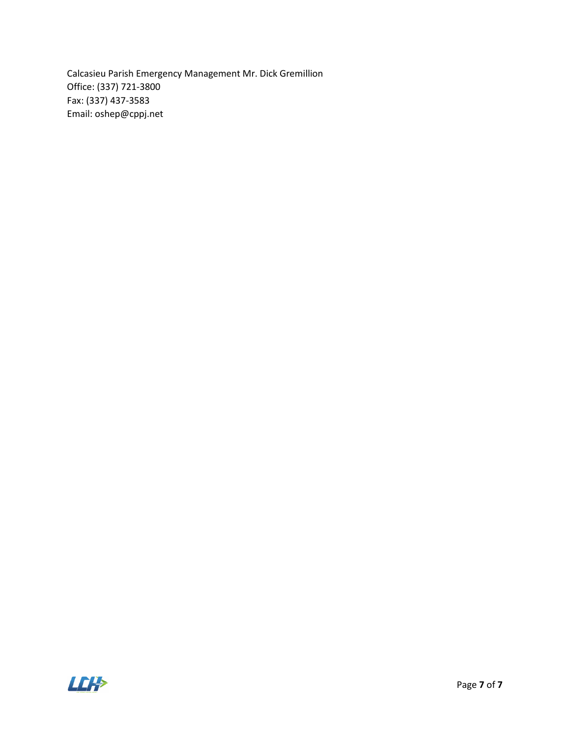Calcasieu Parish Emergency Management Mr. Dick Gremillion
Office: (337) 721-3800
Fax: (337) 437-3583
Email: oshep@cppj.net